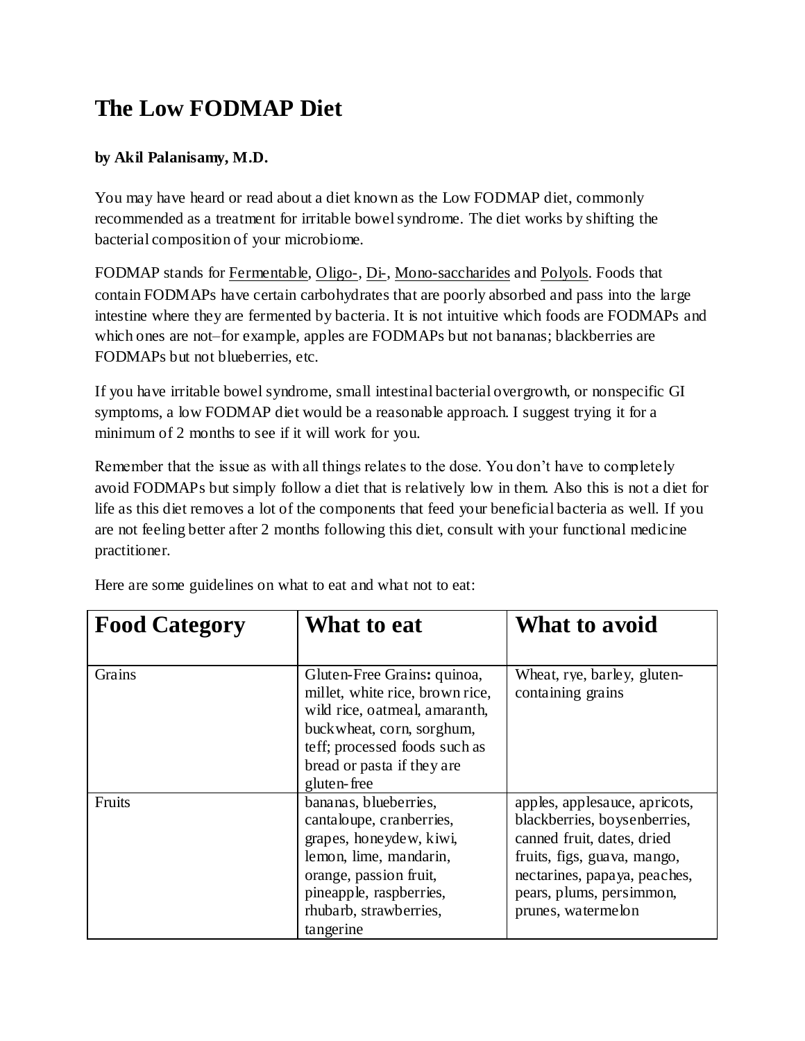# The Low FODMAP Diet

**by Akil Palanisamy, M.D.**

You may have heard or read about a diet known as the Low FODMAP diet, commonly recommended as a treatment for irritable bowel syndrome. The diet works by shifting the bacterial composition of your microbiome.

FODMAP stands for Fermentable, Oligo-, Di-, Mono-saccharides and Polyols. Foods that contain FODMAPs have certain carbohydrates that are poorly absorbed and pass into the large intestine where they are fermented by bacteria. It is not intuitive which foods are FODMAPs and which ones are not–for example, apples are FODMAPs but not bananas; blackberries are FODMAPs but not blueberries, etc.

If you have irritable bowel syndrome, small intestinal bacterial overgrowth, or nonspecific GI symptoms, a low FODMAP diet would be a reasonable approach. I suggest trying it for a minimum of 2 months to see if it will work for you.

Remember that the issue as with all things relates to the dose. You don't have to completely avoid FODMAPs but simply follow a diet that is relatively low in them. Also this is not a diet for life as this diet removes a lot of the components that feed your beneficial bacteria as well. If you are not feeling better after 2 months following this diet, consult with your functional medicine practitioner.

Here are some guidelines on what to eat and what not to eat:

| Food Category | What to eat | What to avoid |
|---|---|---|
| Grains | Gluten-Free Grains**:** quinoa, millet, white rice, brown rice, wild rice, oatmeal, amaranth, buckwheat, corn, sorghum, teff; processed foods such as bread or pasta if they are gluten-free | Wheat, rye, barley, gluten-containing grains |
| Fruits | bananas, blueberries, cantaloupe, cranberries, grapes, honeydew, kiwi, lemon, lime, mandarin, orange, passion fruit, pineapple, raspberries, rhubarb, strawberries, tangerine | apples, applesauce, apricots, blackberries, boysenberries, canned fruit, dates, dried fruits, figs, guava, mango, nectarines, papaya, peaches, pears, plums, persimmon, prunes, watermelon |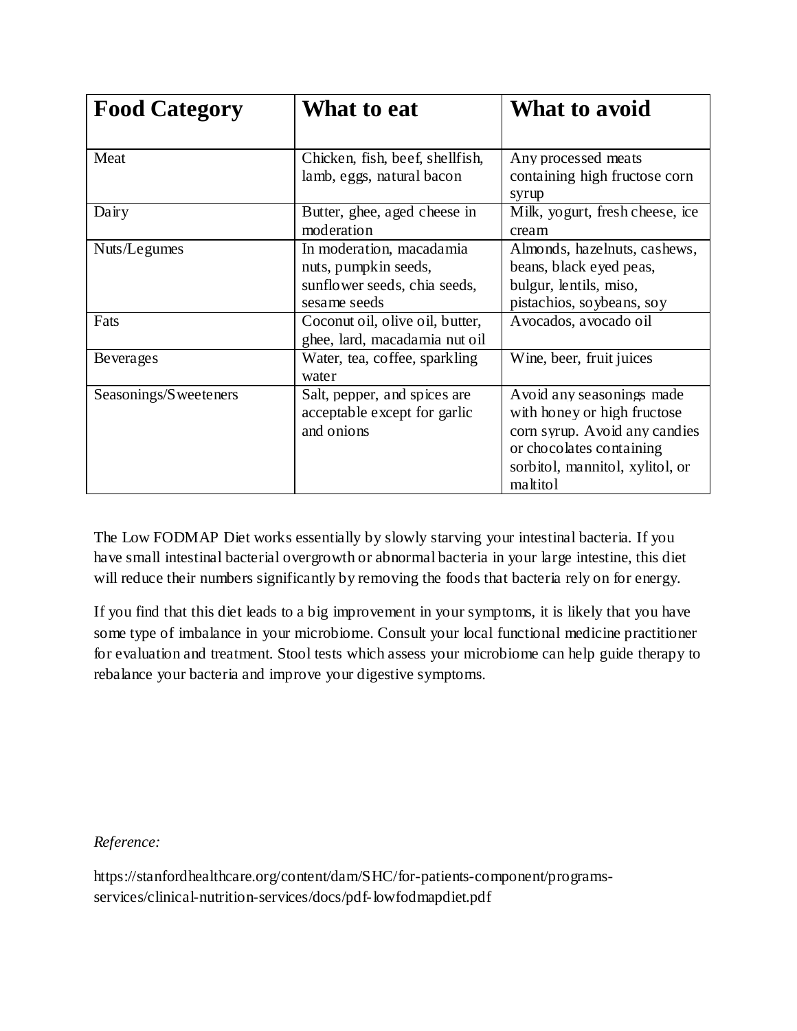| Food Category | What to eat | What to avoid |
| --- | --- | --- |
| Meat | Chicken, fish, beef, shellfish, lamb, eggs, natural bacon | Any processed meats containing high fructose corn syrup |
| Dairy | Butter, ghee, aged cheese in moderation | Milk, yogurt, fresh cheese, ice cream |
| Nuts/Legumes | In moderation, macadamia nuts, pumpkin seeds, sunflower seeds, chia seeds, sesame seeds | Almonds, hazelnuts, cashews, beans, black eyed peas, bulgur, lentils, miso, pistachios, soybeans, soy |
| Fats | Coconut oil, olive oil, butter, ghee, lard, macadamia nut oil | Avocados, avocado oil |
| Beverages | Water, tea, coffee, sparkling water | Wine, beer, fruit juices |
| Seasonings/Sweeteners | Salt, pepper, and spices are acceptable except for garlic and onions | Avoid any seasonings made with honey or high fructose corn syrup. Avoid any candies or chocolates containing sorbitol, mannitol, xylitol, or maltitol |

The Low FODMAP Diet works essentially by slowly starving your intestinal bacteria. If you have small intestinal bacterial overgrowth or abnormal bacteria in your large intestine, this diet will reduce their numbers significantly by removing the foods that bacteria rely on for energy.

If you find that this diet leads to a big improvement in your symptoms, it is likely that you have some type of imbalance in your microbiome. Consult your local functional medicine practitioner for evaluation and treatment. Stool tests which assess your microbiome can help guide therapy to rebalance your bacteria and improve your digestive symptoms.

*Reference:*

https://stanfordhealthcare.org/content/dam/SHC/for-patients-component/programs-services/clinical-nutrition-services/docs/pdf-lowfodmapdiet.pdf